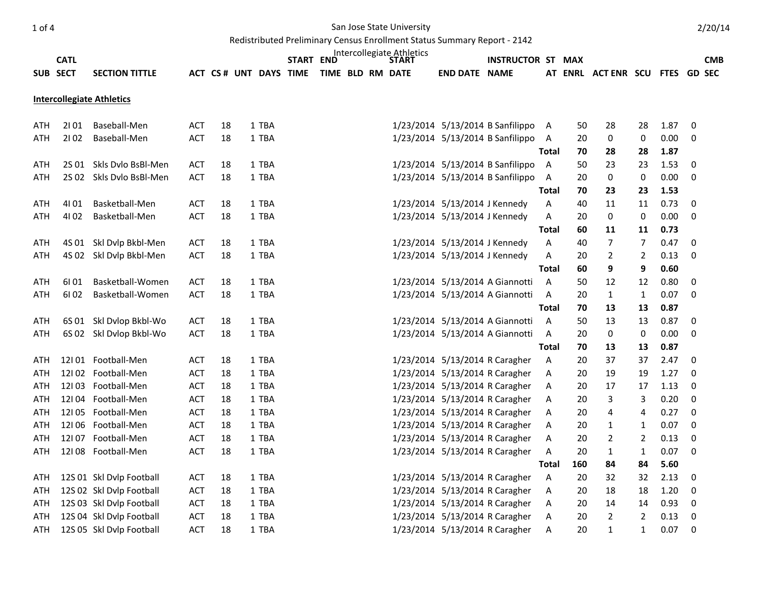San Jose State University

Redistributed Preliminary Census Enrollment Status Summary Report - 2142

Intercollegiate Athletics

2/20/14

| SUB | CATL SECT | SECTION TITTLE | ACT | CS # | UNT | DAYS | START TIME | END TIME | BLD | RM | START DATE | END DATE | INSTRUCTOR NAME | ST AT | MAX ENRL | ACT ENR | SCU | FTES | GD | CMB SEC |
|---|---|---|---|---|---|---|---|---|---|---|---|---|---|---|---|---|---|---|---|---|
| **Intercollegiate Athletics** | | | | | | | | | | | | | | | | | | | | |
| ATH | 2I 01 | Baseball-Men | ACT | 18 | 1 | TBA | | | | | 1/23/2014 | 5/13/2014 | B Sanfilippo | A | 50 | 28 | 28 | 1.87 | 0 | |
| ATH | 2I 02 | Baseball-Men | ACT | 18 | 1 | TBA | | | | | 1/23/2014 | 5/13/2014 | B Sanfilippo | A | 20 | 0 | 0 | 0.00 | 0 | |
| | | | | | | | | | | | | | | **Total** | **70** | **28** | **28** | **1.87** | | |
| ATH | 2S 01 | Skls Dvlo BsBl-Men | ACT | 18 | 1 | TBA | | | | | 1/23/2014 | 5/13/2014 | B Sanfilippo | A | 50 | 23 | 23 | 1.53 | 0 | |
| ATH | 2S 02 | Skls Dvlo BsBl-Men | ACT | 18 | 1 | TBA | | | | | 1/23/2014 | 5/13/2014 | B Sanfilippo | A | 20 | 0 | 0 | 0.00 | 0 | |
| | | | | | | | | | | | | | | **Total** | **70** | **23** | **23** | **1.53** | | |
| ATH | 4I 01 | Basketball-Men | ACT | 18 | 1 | TBA | | | | | 1/23/2014 | 5/13/2014 | J Kennedy | A | 40 | 11 | 11 | 0.73 | 0 | |
| ATH | 4I 02 | Basketball-Men | ACT | 18 | 1 | TBA | | | | | 1/23/2014 | 5/13/2014 | J Kennedy | A | 20 | 0 | 0 | 0.00 | 0 | |
| | | | | | | | | | | | | | | **Total** | **60** | **11** | **11** | **0.73** | | |
| ATH | 4S 01 | Skl Dvlp Bkbl-Men | ACT | 18 | 1 | TBA | | | | | 1/23/2014 | 5/13/2014 | J Kennedy | A | 40 | 7 | 7 | 0.47 | 0 | |
| ATH | 4S 02 | Skl Dvlp Bkbl-Men | ACT | 18 | 1 | TBA | | | | | 1/23/2014 | 5/13/2014 | J Kennedy | A | 20 | 2 | 2 | 0.13 | 0 | |
| | | | | | | | | | | | | | | **Total** | **60** | **9** | **9** | **0.60** | | |
| ATH | 6I 01 | Basketball-Women | ACT | 18 | 1 | TBA | | | | | 1/23/2014 | 5/13/2014 | A Giannotti | A | 50 | 12 | 12 | 0.80 | 0 | |
| ATH | 6I 02 | Basketball-Women | ACT | 18 | 1 | TBA | | | | | 1/23/2014 | 5/13/2014 | A Giannotti | A | 20 | 1 | 1 | 0.07 | 0 | |
| | | | | | | | | | | | | | | **Total** | **70** | **13** | **13** | **0.87** | | |
| ATH | 6S 01 | Skl Dvlop Bkbl-Wo | ACT | 18 | 1 | TBA | | | | | 1/23/2014 | 5/13/2014 | A Giannotti | A | 50 | 13 | 13 | 0.87 | 0 | |
| ATH | 6S 02 | Skl Dvlop Bkbl-Wo | ACT | 18 | 1 | TBA | | | | | 1/23/2014 | 5/13/2014 | A Giannotti | A | 20 | 0 | 0 | 0.00 | 0 | |
| | | | | | | | | | | | | | | **Total** | **70** | **13** | **13** | **0.87** | | |
| ATH | 12I 01 | Football-Men | ACT | 18 | 1 | TBA | | | | | 1/23/2014 | 5/13/2014 | R Caragher | A | 20 | 37 | 37 | 2.47 | 0 | |
| ATH | 12I 02 | Football-Men | ACT | 18 | 1 | TBA | | | | | 1/23/2014 | 5/13/2014 | R Caragher | A | 20 | 19 | 19 | 1.27 | 0 | |
| ATH | 12I 03 | Football-Men | ACT | 18 | 1 | TBA | | | | | 1/23/2014 | 5/13/2014 | R Caragher | A | 20 | 17 | 17 | 1.13 | 0 | |
| ATH | 12I 04 | Football-Men | ACT | 18 | 1 | TBA | | | | | 1/23/2014 | 5/13/2014 | R Caragher | A | 20 | 3 | 3 | 0.20 | 0 | |
| ATH | 12I 05 | Football-Men | ACT | 18 | 1 | TBA | | | | | 1/23/2014 | 5/13/2014 | R Caragher | A | 20 | 4 | 4 | 0.27 | 0 | |
| ATH | 12I 06 | Football-Men | ACT | 18 | 1 | TBA | | | | | 1/23/2014 | 5/13/2014 | R Caragher | A | 20 | 1 | 1 | 0.07 | 0 | |
| ATH | 12I 07 | Football-Men | ACT | 18 | 1 | TBA | | | | | 1/23/2014 | 5/13/2014 | R Caragher | A | 20 | 2 | 2 | 0.13 | 0 | |
| ATH | 12I 08 | Football-Men | ACT | 18 | 1 | TBA | | | | | 1/23/2014 | 5/13/2014 | R Caragher | A | 20 | 1 | 1 | 0.07 | 0 | |
| | | | | | | | | | | | | | | **Total** | **160** | **84** | **84** | **5.60** | | |
| ATH | 12S 01 | Skl Dvlp Football | ACT | 18 | 1 | TBA | | | | | 1/23/2014 | 5/13/2014 | R Caragher | A | 20 | 32 | 32 | 2.13 | 0 | |
| ATH | 12S 02 | Skl Dvlp Football | ACT | 18 | 1 | TBA | | | | | 1/23/2014 | 5/13/2014 | R Caragher | A | 20 | 18 | 18 | 1.20 | 0 | |
| ATH | 12S 03 | Skl Dvlp Football | ACT | 18 | 1 | TBA | | | | | 1/23/2014 | 5/13/2014 | R Caragher | A | 20 | 14 | 14 | 0.93 | 0 | |
| ATH | 12S 04 | Skl Dvlp Football | ACT | 18 | 1 | TBA | | | | | 1/23/2014 | 5/13/2014 | R Caragher | A | 20 | 2 | 2 | 0.13 | 0 | |
| ATH | 12S 05 | Skl Dvlp Football | ACT | 18 | 1 | TBA | | | | | 1/23/2014 | 5/13/2014 | R Caragher | A | 20 | 1 | 1 | 0.07 | 0 | |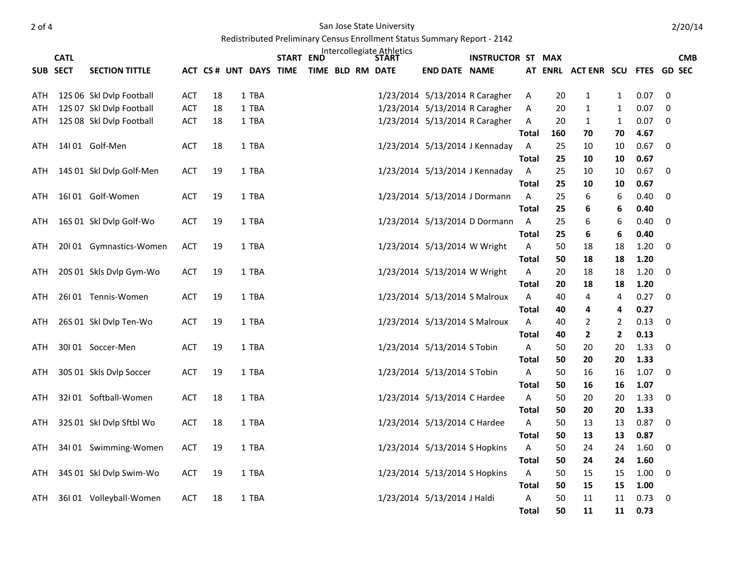San Jose State University

Redistributed Preliminary Census Enrollment Status Summary Report - 2142

Intercollegiate Athletics

| SUB | CATL SECT | SECTION TITTLE | ACT | CS # | UNT | DAYS | START TIME | END TIME | BLD | RM | START DATE | END DATE | INSTRUCTOR NAME | ST AT | MAX ENRL | ACT ENR | SCU | FTES | GD | CMB SEC |
|---|---|---|---|---|---|---|---|---|---|---|---|---|---|---|---|---|---|---|---|---|
| ATH | 12S 06 | Skl Dvlp Football | ACT | 18 | 1 | TBA | | | | | 1/23/2014 | 5/13/2014 | R Caragher | A | 20 | 1 | 1 | 0.07 | 0 | |
| ATH | 12S 07 | Skl Dvlp Football | ACT | 18 | 1 | TBA | | | | | 1/23/2014 | 5/13/2014 | R Caragher | A | 20 | 1 | 1 | 0.07 | 0 | |
| ATH | 12S 08 | Skl Dvlp Football | ACT | 18 | 1 | TBA | | | | | 1/23/2014 | 5/13/2014 | R Caragher | A | 20 | 1 | 1 | 0.07 | 0 | |
| | | | | | | | | | | | | | | **Total** | **160** | **70** | **70** | **4.67** | | |
| ATH | 14I 01 | Golf-Men | ACT | 18 | 1 | TBA | | | | | 1/23/2014 | 5/13/2014 | J Kennaday | A | 25 | 10 | 10 | 0.67 | 0 | |
| | | | | | | | | | | | | | | **Total** | **25** | **10** | **10** | **0.67** | | |
| ATH | 14S 01 | Skl Dvlp Golf-Men | ACT | 19 | 1 | TBA | | | | | 1/23/2014 | 5/13/2014 | J Kennaday | A | 25 | 10 | 10 | 0.67 | 0 | |
| | | | | | | | | | | | | | | **Total** | **25** | **10** | **10** | **0.67** | | |
| ATH | 16I 01 | Golf-Women | ACT | 19 | 1 | TBA | | | | | 1/23/2014 | 5/13/2014 | J Dormann | A | 25 | 6 | 6 | 0.40 | 0 | |
| | | | | | | | | | | | | | | **Total** | **25** | **6** | **6** | **0.40** | | |
| ATH | 16S 01 | Skl Dvlp Golf-Wo | ACT | 19 | 1 | TBA | | | | | 1/23/2014 | 5/13/2014 | D Dormann | A | 25 | 6 | 6 | 0.40 | 0 | |
| | | | | | | | | | | | | | | **Total** | **25** | **6** | **6** | **0.40** | | |
| ATH | 20I 01 | Gymnastics-Women | ACT | 19 | 1 | TBA | | | | | 1/23/2014 | 5/13/2014 | W Wright | A | 50 | 18 | 18 | 1.20 | 0 | |
| | | | | | | | | | | | | | | **Total** | **50** | **18** | **18** | **1.20** | | |
| ATH | 20S 01 | Skls Dvlp Gym-Wo | ACT | 19 | 1 | TBA | | | | | 1/23/2014 | 5/13/2014 | W Wright | A | 20 | 18 | 18 | 1.20 | 0 | |
| | | | | | | | | | | | | | | **Total** | **20** | **18** | **18** | **1.20** | | |
| ATH | 26I 01 | Tennis-Women | ACT | 19 | 1 | TBA | | | | | 1/23/2014 | 5/13/2014 | S Malroux | A | 40 | 4 | 4 | 0.27 | 0 | |
| | | | | | | | | | | | | | | **Total** | **40** | **4** | **4** | **0.27** | | |
| ATH | 26S 01 | Skl Dvlp Ten-Wo | ACT | 19 | 1 | TBA | | | | | 1/23/2014 | 5/13/2014 | S Malroux | A | 40 | 2 | 2 | 0.13 | 0 | |
| | | | | | | | | | | | | | | **Total** | **40** | **2** | **2** | **0.13** | | |
| ATH | 30I 01 | Soccer-Men | ACT | 19 | 1 | TBA | | | | | 1/23/2014 | 5/13/2014 | S Tobin | A | 50 | 20 | 20 | 1.33 | 0 | |
| | | | | | | | | | | | | | | **Total** | **50** | **20** | **20** | **1.33** | | |
| ATH | 30S 01 | Skls Dvlp Soccer | ACT | 19 | 1 | TBA | | | | | 1/23/2014 | 5/13/2014 | S Tobin | A | 50 | 16 | 16 | 1.07 | 0 | |
| | | | | | | | | | | | | | | **Total** | **50** | **16** | **16** | **1.07** | | |
| ATH | 32I 01 | Softball-Women | ACT | 18 | 1 | TBA | | | | | 1/23/2014 | 5/13/2014 | C Hardee | A | 50 | 20 | 20 | 1.33 | 0 | |
| | | | | | | | | | | | | | | **Total** | **50** | **20** | **20** | **1.33** | | |
| ATH | 32S 01 | Skl Dvlp Sftbl Wo | ACT | 18 | 1 | TBA | | | | | 1/23/2014 | 5/13/2014 | C Hardee | A | 50 | 13 | 13 | 0.87 | 0 | |
| | | | | | | | | | | | | | | **Total** | **50** | **13** | **13** | **0.87** | | |
| ATH | 34I 01 | Swimming-Women | ACT | 19 | 1 | TBA | | | | | 1/23/2014 | 5/13/2014 | S Hopkins | A | 50 | 24 | 24 | 1.60 | 0 | |
| | | | | | | | | | | | | | | **Total** | **50** | **24** | **24** | **1.60** | | |
| ATH | 34S 01 | Skl Dvlp Swim-Wo | ACT | 19 | 1 | TBA | | | | | 1/23/2014 | 5/13/2014 | S Hopkins | A | 50 | 15 | 15 | 1.00 | 0 | |
| | | | | | | | | | | | | | | **Total** | **50** | **15** | **15** | **1.00** | | |
| ATH | 36I 01 | Volleyball-Women | ACT | 18 | 1 | TBA | | | | | 1/23/2014 | 5/13/2014 | J Haldi | A | 50 | 11 | 11 | 0.73 | 0 | |
| | | | | | | | | | | | | | | **Total** | **50** | **11** | **11** | **0.73** | | |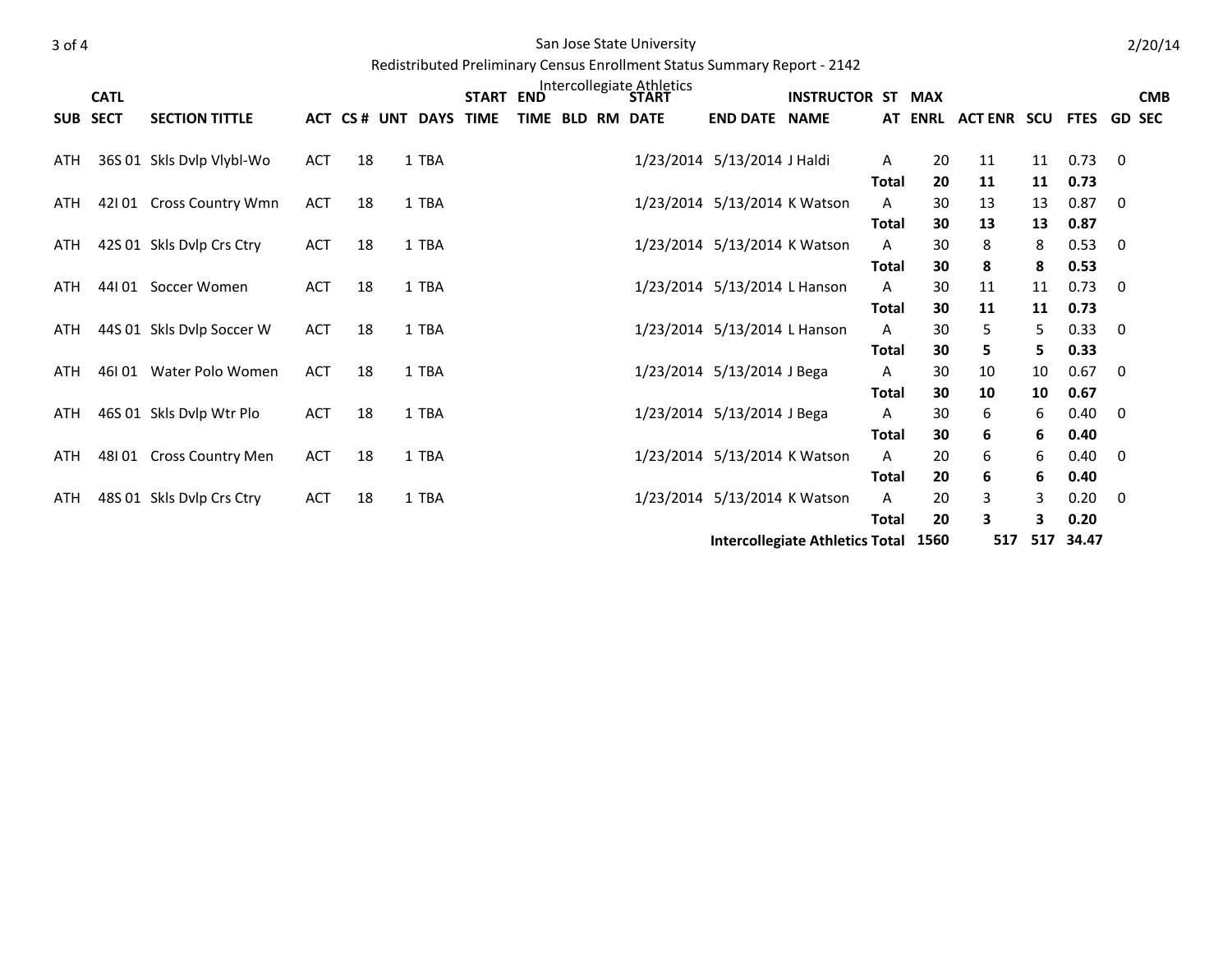San Jose State University

Redistributed Preliminary Census Enrollment Status Summary Report - 2142

Intercollegiate Athletics

| SUB | CATL SECT | SECTION TITTLE | ACT | CS # | UNT | DAYS | START TIME | END TIME | BLD | RM | START DATE | END DATE | INSTRUCTOR NAME | ST AT | MAX ENRL | ACT ENR | SCU | FTES | GD | CMB SEC |
|---|---|---|---|---|---|---|---|---|---|---|---|---|---|---|---|---|---|---|---|---|
| ATH | 36S 01 | Skls Dvlp Vlybl-Wo | ACT | 18 | 1 | TBA | | | | | 1/23/2014 | 5/13/2014 | J Haldi | A | 20 | 11 | 11 | 0.73 | 0 | |
| | | | | | | | | | | | | | | **Total** | **20** | **11** | **11** | **0.73** | | |
| ATH | 42I 01 | Cross Country Wmn | ACT | 18 | 1 | TBA | | | | | 1/23/2014 | 5/13/2014 | K Watson | A | 30 | 13 | 13 | 0.87 | 0 | |
| | | | | | | | | | | | | | | **Total** | **30** | **13** | **13** | **0.87** | | |
| ATH | 42S 01 | Skls Dvlp Crs Ctry | ACT | 18 | 1 | TBA | | | | | 1/23/2014 | 5/13/2014 | K Watson | A | 30 | 8 | 8 | 0.53 | 0 | |
| | | | | | | | | | | | | | | **Total** | **30** | **8** | **8** | **0.53** | | |
| ATH | 44I 01 | Soccer Women | ACT | 18 | 1 | TBA | | | | | 1/23/2014 | 5/13/2014 | L Hanson | A | 30 | 11 | 11 | 0.73 | 0 | |
| | | | | | | | | | | | | | | **Total** | **30** | **11** | **11** | **0.73** | | |
| ATH | 44S 01 | Skls Dvlp Soccer W | ACT | 18 | 1 | TBA | | | | | 1/23/2014 | 5/13/2014 | L Hanson | A | 30 | 5 | 5 | 0.33 | 0 | |
| | | | | | | | | | | | | | | **Total** | **30** | **5** | **5** | **0.33** | | |
| ATH | 46I 01 | Water Polo Women | ACT | 18 | 1 | TBA | | | | | 1/23/2014 | 5/13/2014 | J Bega | A | 30 | 10 | 10 | 0.67 | 0 | |
| | | | | | | | | | | | | | | **Total** | **30** | **10** | **10** | **0.67** | | |
| ATH | 46S 01 | Skls Dvlp Wtr Plo | ACT | 18 | 1 | TBA | | | | | 1/23/2014 | 5/13/2014 | J Bega | A | 30 | 6 | 6 | 0.40 | 0 | |
| | | | | | | | | | | | | | | **Total** | **30** | **6** | **6** | **0.40** | | |
| ATH | 48I 01 | Cross Country Men | ACT | 18 | 1 | TBA | | | | | 1/23/2014 | 5/13/2014 | K Watson | A | 20 | 6 | 6 | 0.40 | 0 | |
| | | | | | | | | | | | | | | **Total** | **20** | **6** | **6** | **0.40** | | |
| ATH | 48S 01 | Skls Dvlp Crs Ctry | ACT | 18 | 1 | TBA | | | | | 1/23/2014 | 5/13/2014 | K Watson | A | 20 | 3 | 3 | 0.20 | 0 | |
| | | | | | | | | | | | | | | **Total** | **20** | **3** | **3** | **0.20** | | |
| | | | | | | | | | | | | **Intercollegiate Athletics Total** | | | **1560** | **517** | **517** | **34.47** | | |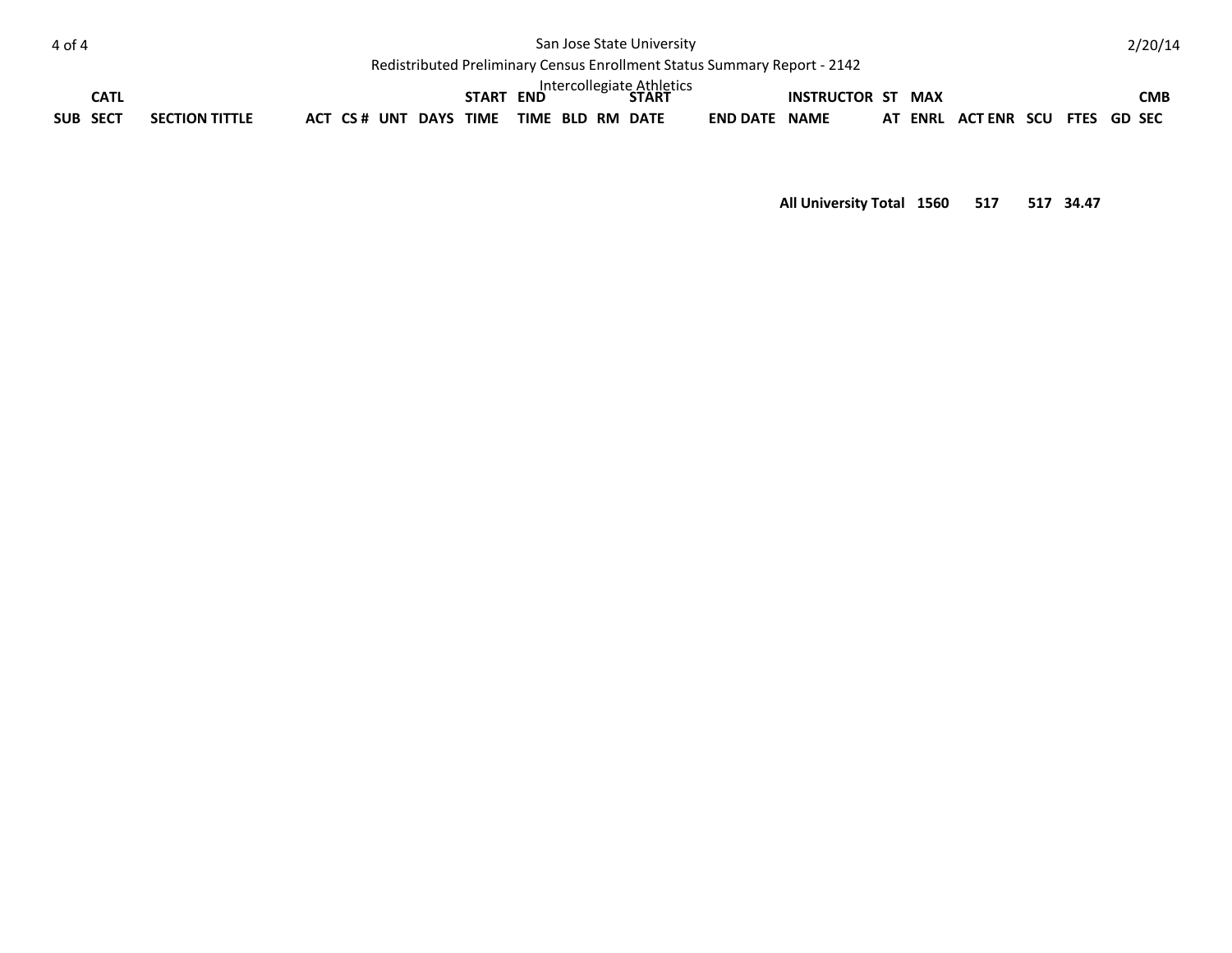| SUB | CATL SECT | SECTION TITTLE | ACT | CS # | UNT | DAYS | START TIME | END TIME | BLD | RM | START DATE | END DATE | INSTRUCTOR NAME | STAT | MAX ENRL | ACT ENR | SCU | FTES | GD | CMB SEC |
|---|---|---|---|---|---|---|---|---|---|---|---|---|---|---|---|---|---|---|---|---|
| | | | | | | | | | | | | | **All University Total** | | **1560** | **517** | **517** | **34.47** | | |